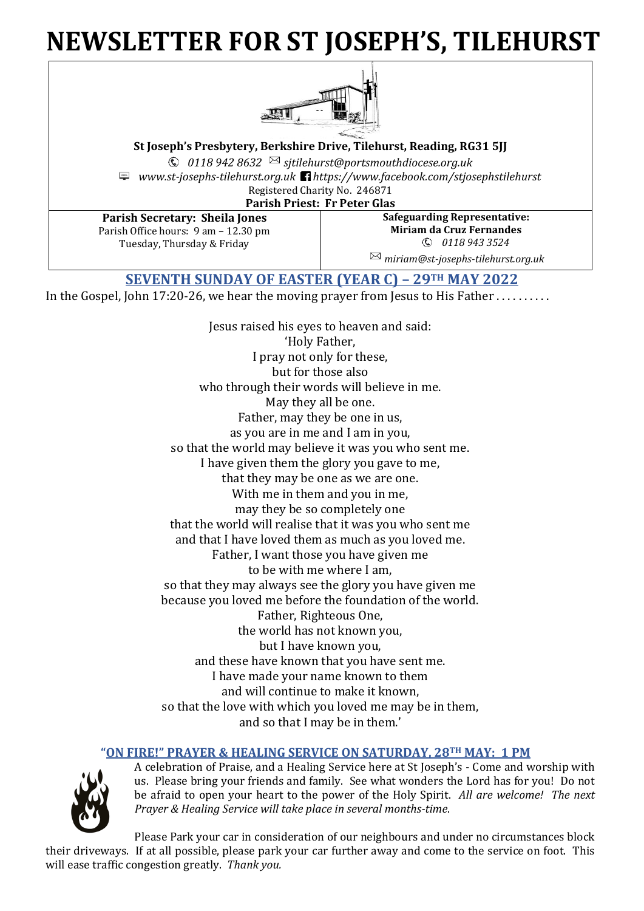# NEWSLETTER FOR ST JOSEPH'S, TILEHURST

**St Joseph's Presbytery, Berkshire Drive, Tilehurst, Reading, RG31 5JJ**

*0118 942 8632* *sjtilehurst@portsmouthdiocese.org.uk*

*www.st-josephs-tilehurst.org.uk* *https://www.facebook.com/stjosephstilehurst*

Registered Charity No. 246871

**Parish Priest: Fr Peter Glas**

**Parish Secretary: Sheila Jones**
Parish Office hours: 9 am – 12.30 pm
Tuesday, Thursday & Friday

**Safeguarding Representative:**
**Miriam da Cruz Fernandes**
*0118 943 3524*
*miriam@st-josephs-tilehurst.org.uk*

## SEVENTH SUNDAY OF EASTER (YEAR C) – 29TH MAY 2022

In the Gospel, John 17:20-26, we hear the moving prayer from Jesus to His Father . . . . . . . . . .

Jesus raised his eyes to heaven and said:
'Holy Father,
I pray not only for these,
but for those also
who through their words will believe in me.
May they all be one.
Father, may they be one in us,
as you are in me and I am in you,
so that the world may believe it was you who sent me.
I have given them the glory you gave to me,
that they may be one as we are one.
With me in them and you in me,
may they be so completely one
that the world will realise that it was you who sent me
and that I have loved them as much as you loved me.
Father, I want those you have given me
to be with me where I am,
so that they may always see the glory you have given me
because you loved me before the foundation of the world.
Father, Righteous One,
the world has not known you,
but I have known you,
and these have known that you have sent me.
I have made your name known to them
and will continue to make it known,
so that the love with which you loved me may be in them,
and so that I may be in them.'

### "ON FIRE!" PRAYER & HEALING SERVICE ON SATURDAY, 28TH MAY: 1 PM

A celebration of Praise, and a Healing Service here at St Joseph's - Come and worship with us. Please bring your friends and family. See what wonders the Lord has for you! Do not be afraid to open your heart to the power of the Holy Spirit. *All are welcome! The next Prayer & Healing Service will take place in several months-time.*

Please Park your car in consideration of our neighbours and under no circumstances block their driveways. If at all possible, please park your car further away and come to the service on foot. This will ease traffic congestion greatly. *Thank you.*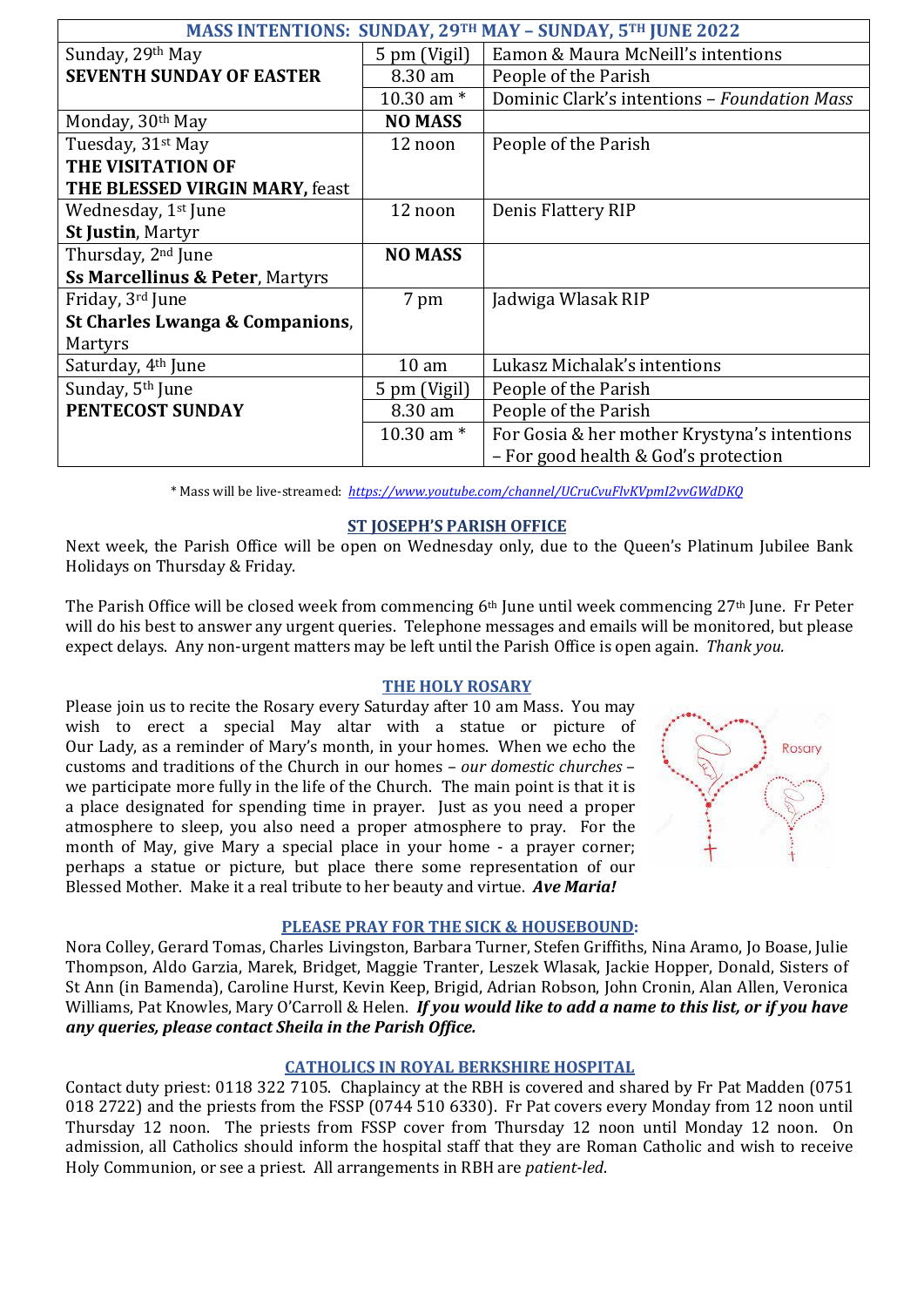| MASS INTENTIONS: SUNDAY, 29TH MAY – SUNDAY, 5TH JUNE 2022 | | |
|---|---|---|
| Sunday, 29th May **SEVENTH SUNDAY OF EASTER** | 5 pm (Vigil) | Eamon & Maura McNeill's intentions |
| | 8.30 am | People of the Parish |
| | 10.30 am * | Dominic Clark's intentions – *Foundation Mass* |
| Monday, 30th May | **NO MASS** | |
| Tuesday, 31st May **THE VISITATION OF THE BLESSED VIRGIN MARY,** feast | 12 noon | People of the Parish |
| Wednesday, 1st June **St Justin**, Martyr | 12 noon | Denis Flattery RIP |
| Thursday, 2nd June **Ss Marcellinus & Peter**, Martyrs | **NO MASS** | |
| Friday, 3rd June **St Charles Lwanga & Companions**, Martyrs | 7 pm | Jadwiga Wlasak RIP |
| Saturday, 4th June | 10 am | Lukasz Michalak's intentions |
| Sunday, 5th June **PENTECOST SUNDAY** | 5 pm (Vigil) | People of the Parish |
| | 8.30 am | People of the Parish |
| | 10.30 am * | For Gosia & her mother Krystyna's intentions – For good health & God's protection |

* Mass will be live-streamed: *https://www.youtube.com/channel/UCruCvuFlvKVpmI2vvGWdDKQ*

## ST JOSEPH'S PARISH OFFICE

Next week, the Parish Office will be open on Wednesday only, due to the Queen's Platinum Jubilee Bank Holidays on Thursday & Friday.

The Parish Office will be closed week from commencing 6th June until week commencing 27th June. Fr Peter will do his best to answer any urgent queries. Telephone messages and emails will be monitored, but please expect delays. Any non-urgent matters may be left until the Parish Office is open again. *Thank you.*

## THE HOLY ROSARY

Please join us to recite the Rosary every Saturday after 10 am Mass. You may wish to erect a special May altar with a statue or picture of Our Lady, as a reminder of Mary's month, in your homes. When we echo the customs and traditions of the Church in our homes – *our domestic churches* – we participate more fully in the life of the Church. The main point is that it is a place designated for spending time in prayer. Just as you need a proper atmosphere to sleep, you also need a proper atmosphere to pray. For the month of May, give Mary a special place in your home - a prayer corner; perhaps a statue or picture, but place there some representation of our Blessed Mother. Make it a real tribute to her beauty and virtue. ***Ave Maria!***

## PLEASE PRAY FOR THE SICK & HOUSEBOUND:

Nora Colley, Gerard Tomas, Charles Livingston, Barbara Turner, Stefen Griffiths, Nina Aramo, Jo Boase, Julie Thompson, Aldo Garzia, Marek, Bridget, Maggie Tranter, Leszek Wlasak, Jackie Hopper, Donald, Sisters of St Ann (in Bamenda), Caroline Hurst, Kevin Keep, Brigid, Adrian Robson, John Cronin, Alan Allen, Veronica Williams, Pat Knowles, Mary O'Carroll & Helen. ***If you would like to add a name to this list, or if you have any queries, please contact Sheila in the Parish Office.***

## CATHOLICS IN ROYAL BERKSHIRE HOSPITAL

Contact duty priest: 0118 322 7105. Chaplaincy at the RBH is covered and shared by Fr Pat Madden (0751 018 2722) and the priests from the FSSP (0744 510 6330). Fr Pat covers every Monday from 12 noon until Thursday 12 noon. The priests from FSSP cover from Thursday 12 noon until Monday 12 noon. On admission, all Catholics should inform the hospital staff that they are Roman Catholic and wish to receive Holy Communion, or see a priest. All arrangements in RBH are *patient-led*.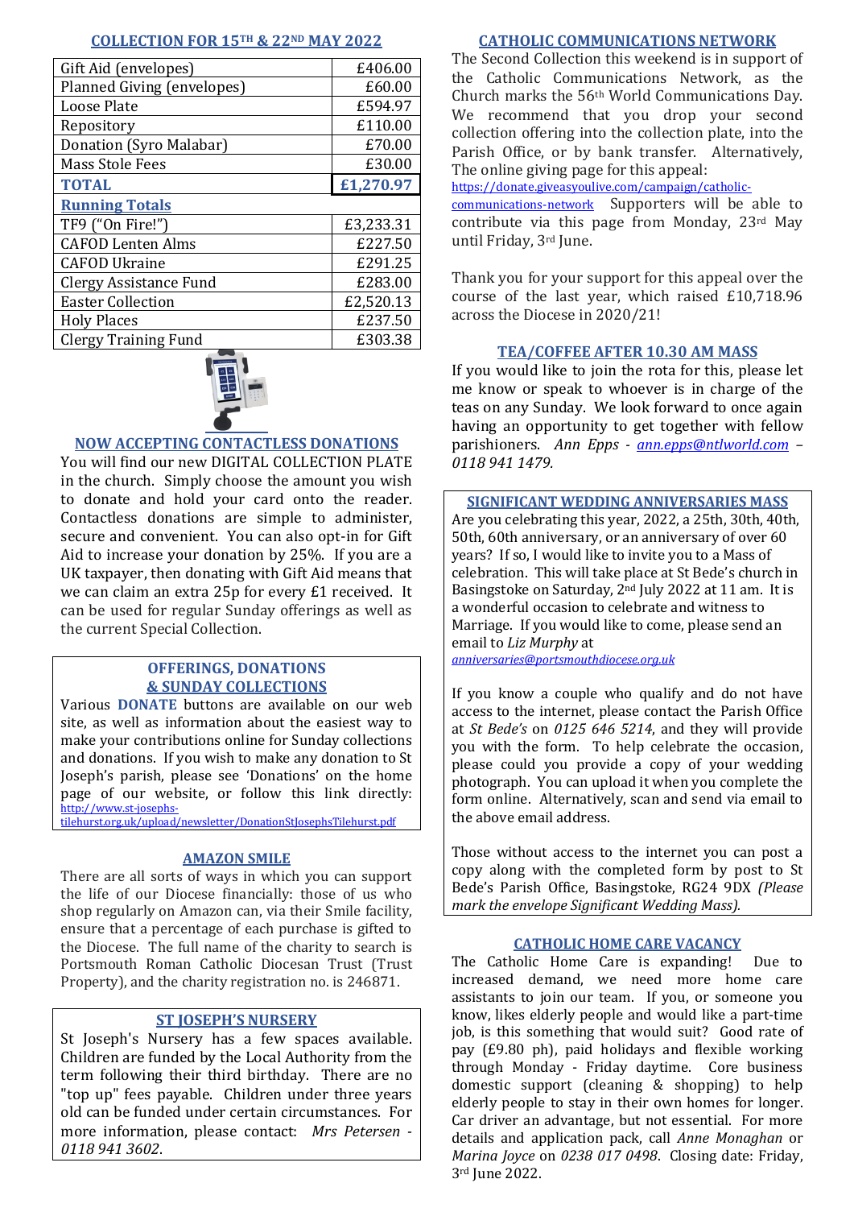## COLLECTION FOR 15TH & 22ND MAY 2022

| | |
|---|---|
| Gift Aid (envelopes) | £406.00 |
| Planned Giving (envelopes) | £60.00 |
| Loose Plate | £594.97 |
| Repository | £110.00 |
| Donation (Syro Malabar) | £70.00 |
| Mass Stole Fees | £30.00 |
| **TOTAL** | **£1,270.97** |
| **Running Totals** | |
| TF9 ("On Fire!") | £3,233.31 |
| CAFOD Lenten Alms | £227.50 |
| CAFOD Ukraine | £291.25 |
| Clergy Assistance Fund | £283.00 |
| Easter Collection | £2,520.13 |
| Holy Places | £237.50 |
| Clergy Training Fund | £303.38 |

## NOW ACCEPTING CONTACTLESS DONATIONS

You will find our new DIGITAL COLLECTION PLATE in the church. Simply choose the amount you wish to donate and hold your card onto the reader. Contactless donations are simple to administer, secure and convenient. You can also opt-in for Gift Aid to increase your donation by 25%. If you are a UK taxpayer, then donating with Gift Aid means that we can claim an extra 25p for every £1 received. It can be used for regular Sunday offerings as well as the current Special Collection.

## OFFERINGS, DONATIONS & SUNDAY COLLECTIONS

Various **DONATE** buttons are available on our web site, as well as information about the easiest way to make your contributions online for Sunday collections and donations. If you wish to make any donation to St Joseph's parish, please see 'Donations' on the home page of our website, or follow this link directly: http://www.st-josephs-tilehurst.org.uk/upload/newsletter/DonationStJosephsTilehurst.pdf

## AMAZON SMILE

There are all sorts of ways in which you can support the life of our Diocese financially: those of us who shop regularly on Amazon can, via their Smile facility, ensure that a percentage of each purchase is gifted to the Diocese. The full name of the charity to search is Portsmouth Roman Catholic Diocesan Trust (Trust Property), and the charity registration no. is 246871.

## ST JOSEPH'S NURSERY

St Joseph's Nursery has a few spaces available. Children are funded by the Local Authority from the term following their third birthday. There are no "top up" fees payable. Children under three years old can be funded under certain circumstances. For more information, please contact: *Mrs Petersen - 0118 941 3602*.

## CATHOLIC COMMUNICATIONS NETWORK

The Second Collection this weekend is in support of the Catholic Communications Network, as the Church marks the 56th World Communications Day. We recommend that you drop your second collection offering into the collection plate, into the Parish Office, or by bank transfer. Alternatively, The online giving page for this appeal: https://donate.giveasyoulive.com/campaign/catholic-communications-network Supporters will be able to contribute via this page from Monday, 23rd May until Friday, 3rd June.

Thank you for your support for this appeal over the course of the last year, which raised £10,718.96 across the Diocese in 2020/21!

## TEA/COFFEE AFTER 10.30 AM MASS

If you would like to join the rota for this, please let me know or speak to whoever is in charge of the teas on any Sunday. We look forward to once again having an opportunity to get together with fellow parishioners. *Ann Epps - ann.epps@ntlworld.com – 0118 941 1479.*

## SIGNIFICANT WEDDING ANNIVERSARIES MASS

Are you celebrating this year, 2022, a 25th, 30th, 40th, 50th, 60th anniversary, or an anniversary of over 60 years? If so, I would like to invite you to a Mass of celebration. This will take place at St Bede's church in Basingstoke on Saturday, 2nd July 2022 at 11 am. It is a wonderful occasion to celebrate and witness to Marriage. If you would like to come, please send an email to *Liz Murphy* at *anniversaries@portsmouthdiocese.org.uk*

If you know a couple who qualify and do not have access to the internet, please contact the Parish Office at *St Bede's* on *0125 646 5214*, and they will provide you with the form. To help celebrate the occasion, please could you provide a copy of your wedding photograph. You can upload it when you complete the form online. Alternatively, scan and send via email to the above email address.

Those without access to the internet you can post a copy along with the completed form by post to St Bede's Parish Office, Basingstoke, RG24 9DX *(Please mark the envelope Significant Wedding Mass).*

## CATHOLIC HOME CARE VACANCY

The Catholic Home Care is expanding! Due to increased demand, we need more home care assistants to join our team. If you, or someone you know, likes elderly people and would like a part-time job, is this something that would suit? Good rate of pay (£9.80 ph), paid holidays and flexible working through Monday - Friday daytime. Core business domestic support (cleaning & shopping) to help elderly people to stay in their own homes for longer. Car driver an advantage, but not essential. For more details and application pack, call *Anne Monaghan* or *Marina Joyce* on *0238 017 0498*. Closing date: Friday, 3rd June 2022.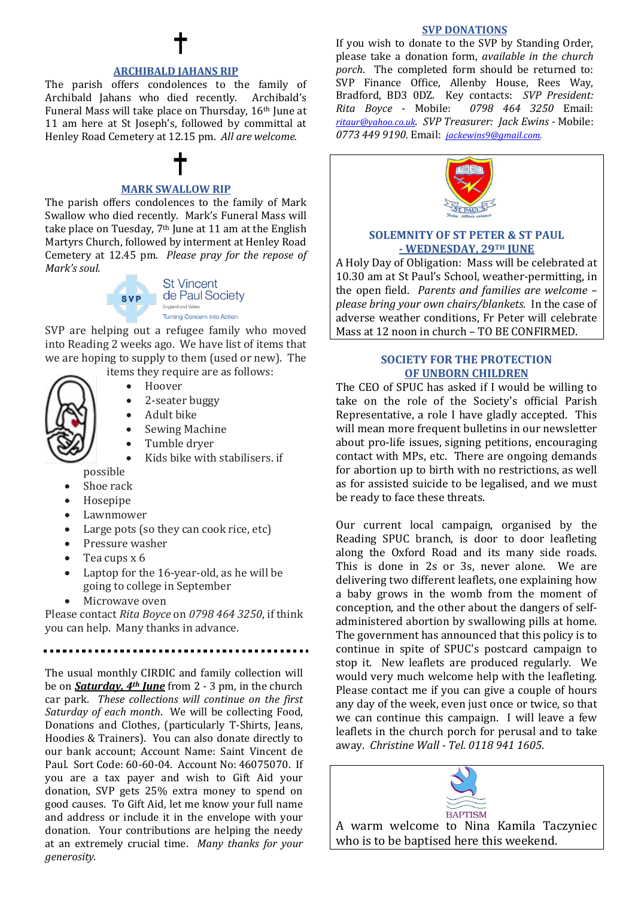✝

## ARCHIBALD JAHANS RIP

The parish offers condolences to the family of Archibald Jahans who died recently. Archibald's Funeral Mass will take place on Thursday, 16th June at 11 am here at St Joseph's, followed by committal at Henley Road Cemetery at 12.15 pm. *All are welcome.*

✝

## MARK SWALLOW RIP

The parish offers condolences to the family of Mark Swallow who died recently. Mark's Funeral Mass will take place on Tuesday, 7th June at 11 am at the English Martyrs Church, followed by interment at Henley Road Cemetery at 12.45 pm. *Please pray for the repose of Mark's soul.*

St Vincent de Paul Society
England and Wales
Turning Concern into Action

SVP are helping out a refugee family who moved into Reading 2 weeks ago. We have list of items that we are hoping to supply to them (used or new). The items they require are as follows:

- Hoover
- 2-seater buggy
- Adult bike
- Sewing Machine
- Tumble dryer
- Kids bike with stabilisers. if possible
- Shoe rack
- Hosepipe
- Lawnmower
- Large pots (so they can cook rice, etc)
- Pressure washer
- Tea cups x 6
- Laptop for the 16-year-old, as he will be going to college in September
- Microwave oven

Please contact *Rita Boyce* on *0798 464 3250*, if think you can help. Many thanks in advance.

---

The usual monthly CIRDIC and family collection will be on ***Saturday, 4th June*** from 2 - 3 pm, in the church car park. *These collections will continue on the first Saturday of each month*. We will be collecting Food, Donations and Clothes, (particularly T-Shirts, Jeans, Hoodies & Trainers). You can also donate directly to our bank account; Account Name: Saint Vincent de Paul. Sort Code: 60-60-04. Account No: 46075070. If you are a tax payer and wish to Gift Aid your donation, SVP gets 25% extra money to spend on good causes. To Gift Aid, let me know your full name and address or include it in the envelope with your donation. Your contributions are helping the needy at an extremely crucial time. *Many thanks for your generosity.*

## SVP DONATIONS

If you wish to donate to the SVP by Standing Order, please take a donation form, *available in the church porch*. The completed form should be returned to: SVP Finance Office, Allenby House, Rees Way, Bradford, BD3 0DZ. Key contacts: *SVP President: Rita Boyce* - Mobile: *0798 464 3250* Email: *ritaur@yahoo.co.uk*. *SVP Treasurer: Jack Ewins* - Mobile: *0773 449 9190.* Email: *jackewins9@gmail.com.*

## SOLEMNITY OF ST PETER & ST PAUL - WEDNESDAY, 29TH JUNE

A Holy Day of Obligation: Mass will be celebrated at 10.30 am at St Paul's School, weather-permitting, in the open field. *Parents and families are welcome – please bring your own chairs/blankets.* In the case of adverse weather conditions, Fr Peter will celebrate Mass at 12 noon in church – TO BE CONFIRMED.

## SOCIETY FOR THE PROTECTION OF UNBORN CHILDREN

The CEO of SPUC has asked if I would be willing to take on the role of the Society's official Parish Representative, a role I have gladly accepted. This will mean more frequent bulletins in our newsletter about pro-life issues, signing petitions, encouraging contact with MPs, etc. There are ongoing demands for abortion up to birth with no restrictions, as well as for assisted suicide to be legalised, and we must be ready to face these threats.

Our current local campaign, organised by the Reading SPUC branch, is door to door leafleting along the Oxford Road and its many side roads. This is done in 2s or 3s, never alone. We are delivering two different leaflets, one explaining how a baby grows in the womb from the moment of conception, and the other about the dangers of self-administered abortion by swallowing pills at home. The government has announced that this policy is to continue in spite of SPUC's postcard campaign to stop it. New leaflets are produced regularly. We would very much welcome help with the leafleting. Please contact me if you can give a couple of hours any day of the week, even just once or twice, so that we can continue this campaign. I will leave a few leaflets in the church porch for perusal and to take away. *Christine Wall - Tel. 0118 941 1605*.

BAPTISM

A warm welcome to Nina Kamila Taczyniec who is to be baptised here this weekend.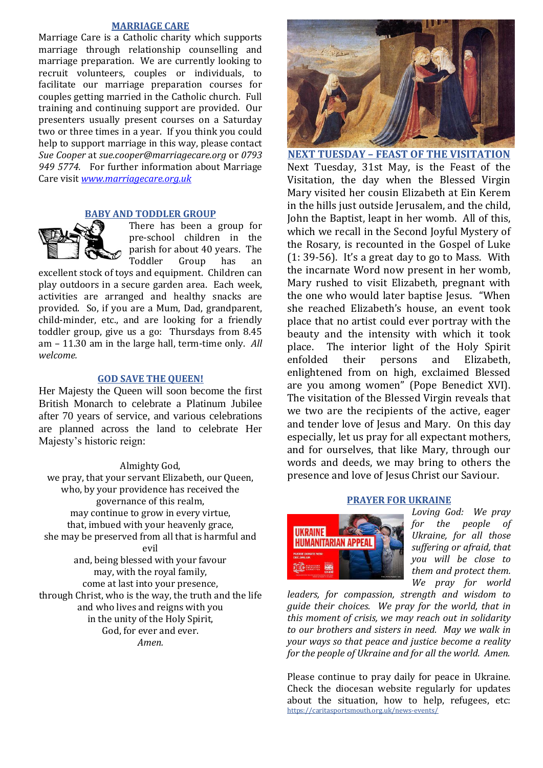## MARRIAGE CARE

Marriage Care is a Catholic charity which supports marriage through relationship counselling and marriage preparation. We are currently looking to recruit volunteers, couples or individuals, to facilitate our marriage preparation courses for couples getting married in the Catholic church. Full training and continuing support are provided. Our presenters usually present courses on a Saturday two or three times in a year. If you think you could help to support marriage in this way, please contact *Sue Cooper* at *sue.cooper@marriagecare.org* or *0793 949 5774.* For further information about Marriage Care visit *www.marriagecare.org.uk*

## BABY AND TODDLER GROUP

There has been a group for pre-school children in the parish for about 40 years. The Toddler Group has an excellent stock of toys and equipment. Children can play outdoors in a secure garden area. Each week, activities are arranged and healthy snacks are provided. So, if you are a Mum, Dad, grandparent, child-minder, etc., and are looking for a friendly toddler group, give us a go: Thursdays from 8.45 am – 11.30 am in the large hall, term-time only. *All welcome.*

## GOD SAVE THE QUEEN!

Her Majesty the Queen will soon become the first British Monarch to celebrate a Platinum Jubilee after 70 years of service, and various celebrations are planned across the land to celebrate Her Majesty's historic reign:

Almighty God,
we pray, that your servant Elizabeth, our Queen,
who, by your providence has received the governance of this realm,
may continue to grow in every virtue,
that, imbued with your heavenly grace,
she may be preserved from all that is harmful and evil
and, being blessed with your favour
may, with the royal family,
come at last into your presence,
through Christ, who is the way, the truth and the life
and who lives and reigns with you
in the unity of the Holy Spirit,
God, for ever and ever.
*Amen.*

## NEXT TUESDAY – FEAST OF THE VISITATION

Next Tuesday, 31st May, is the Feast of the Visitation, the day when the Blessed Virgin Mary visited her cousin Elizabeth at Ein Kerem in the hills just outside Jerusalem, and the child, John the Baptist, leapt in her womb. All of this, which we recall in the Second Joyful Mystery of the Rosary, is recounted in the Gospel of Luke (1: 39-56). It's a great day to go to Mass. With the incarnate Word now present in her womb, Mary rushed to visit Elizabeth, pregnant with the one who would later baptise Jesus. "When she reached Elizabeth's house, an event took place that no artist could ever portray with the beauty and the intensity with which it took place. The interior light of the Holy Spirit enfolded their persons and Elizabeth, enlightened from on high, exclaimed Blessed are you among women" (Pope Benedict XVI). The visitation of the Blessed Virgin reveals that we two are the recipients of the active, eager and tender love of Jesus and Mary. On this day especially, let us pray for all expectant mothers, and for ourselves, that like Mary, through our words and deeds, we may bring to others the presence and love of Jesus Christ our Saviour.

## PRAYER FOR UKRAINE

*Loving God: We pray for the people of Ukraine, for all those suffering or afraid, that you will be close to them and protect them. We pray for world leaders, for compassion, strength and wisdom to guide their choices. We pray for the world, that in this moment of crisis, we may reach out in solidarity to our brothers and sisters in need. May we walk in your ways so that peace and justice become a reality for the people of Ukraine and for all the world. Amen.*

Please continue to pray daily for peace in Ukraine. Check the diocesan website regularly for updates about the situation, how to help, refugees, etc: https://caritasportsmouth.org.uk/news-events/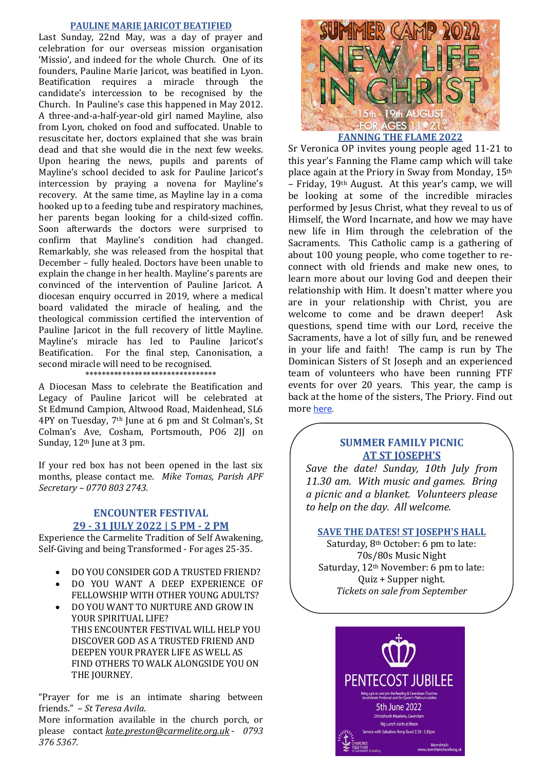## PAULINE MARIE JARICOT BEATIFIED

Last Sunday, 22nd May, was a day of prayer and celebration for our overseas mission organisation 'Missio', and indeed for the whole Church. One of its founders, Pauline Marie Jaricot, was beatified in Lyon. Beatification requires a miracle through the candidate's intercession to be recognised by the Church. In Pauline's case this happened in May 2012. A three-and-a-half-year-old girl named Mayline, also from Lyon, choked on food and suffocated. Unable to resuscitate her, doctors explained that she was brain dead and that she would die in the next few weeks. Upon hearing the news, pupils and parents of Mayline's school decided to ask for Pauline Jaricot's intercession by praying a novena for Mayline's recovery. At the same time, as Mayline lay in a coma hooked up to a feeding tube and respiratory machines, her parents began looking for a child-sized coffin. Soon afterwards the doctors were surprised to confirm that Mayline's condition had changed. Remarkably, she was released from the hospital that December – fully healed. Doctors have been unable to explain the change in her health. Mayline's parents are convinced of the intervention of Pauline Jaricot. A diocesan enquiry occurred in 2019, where a medical board validated the miracle of healing, and the theological commission certified the intervention of Pauline Jaricot in the full recovery of little Mayline. Mayline's miracle has led to Pauline Jaricot's Beatification. For the final step, Canonisation, a second miracle will need to be recognised.

*******************************

A Diocesan Mass to celebrate the Beatification and Legacy of Pauline Jaricot will be celebrated at St Edmund Campion, Altwood Road, Maidenhead, SL6 4PY on Tuesday, 7th June at 6 pm and St Colman's, St Colman's Ave, Cosham, Portsmouth, PO6 2JJ on Sunday, 12th June at 3 pm.

If your red box has not been opened in the last six months, please contact me. *Mike Tomas, Parish APF Secretary – 0770 803 2743.*

## ENCOUNTER FESTIVAL
## 29 - 31 JULY 2022 | 5 PM - 2 PM

Experience the Carmelite Tradition of Self Awakening, Self-Giving and being Transformed - For ages 25-35.

- DO YOU CONSIDER GOD A TRUSTED FRIEND?
- DO YOU WANT A DEEP EXPERIENCE OF FELLOWSHIP WITH OTHER YOUNG ADULTS?
- DO YOU WANT TO NURTURE AND GROW IN YOUR SPIRITUAL LIFE?
  THIS ENCOUNTER FESTIVAL WILL HELP YOU DISCOVER GOD AS A TRUSTED FRIEND AND DEEPEN YOUR PRAYER LIFE AS WELL AS FIND OTHERS TO WALK ALONGSIDE YOU ON THE JOURNEY.

"Prayer for me is an intimate sharing between friends." – *St Teresa Avila.*

More information available in the church porch, or please contact *kate.preston@carmelite.org.uk - 0793 376 5367.*

SUMMER CAMP 2022
NEW LIFE IN CHRIST
15th - 19th AUGUST
FOR AGES 11 - 21

## FANNING THE FLAME 2022

Sr Veronica OP invites young people aged 11-21 to this year's Fanning the Flame camp which will take place again at the Priory in Sway from Monday, 15th – Friday, 19th August. At this year's camp, we will be looking at some of the incredible miracles performed by Jesus Christ, what they reveal to us of Himself, the Word Incarnate, and how we may have new life in Him through the celebration of the Sacraments. This Catholic camp is a gathering of about 100 young people, who come together to re-connect with old friends and make new ones, to learn more about our loving God and deepen their relationship with Him. It doesn't matter where you are in your relationship with Christ, you are welcome to come and be drawn deeper! Ask questions, spend time with our Lord, receive the Sacraments, have a lot of silly fun, and be renewed in your life and faith! The camp is run by The Dominican Sisters of St Joseph and an experienced team of volunteers who have been running FTF events for over 20 years. This year, the camp is back at the home of the sisters, The Priory. Find out more here.

## SUMMER FAMILY PICNIC AT ST JOSEPH'S

*Save the date! Sunday, 10th July from 11.30 am. With music and games. Bring a picnic and a blanket. Volunteers please to help on the day. All welcome.*

## SAVE THE DATES! ST JOSEPH'S HALL

Saturday, 8th October: 6 pm to late:
70s/80s Music Night
Saturday, 12th November: 6 pm to late:
Quiz + Supper night.
*Tickets on sale from September*

PENTECOST JUBILEE
Bring a picnic and join the Reading & Caversham Churches to celebrate Pentecost and the Queen's Platinum Jubilee
5th June 2022
Christchurch Meadows, Caversham
Big Lunch starts at Noon
Service with Salvation Army Band 2:30 - 3:30pm
CHURCHES TOGETHER in Caversham & Reading
More details www.cavershamchurch.org.uk